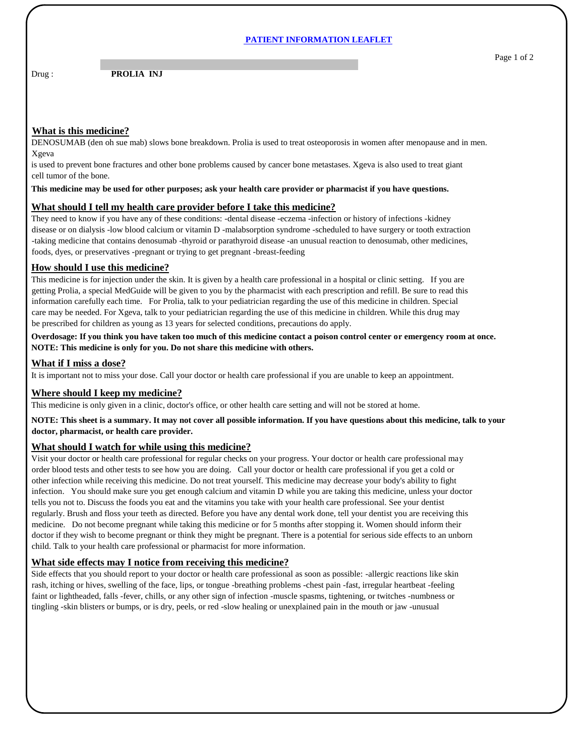# PATIENT INFORMATION LEAFLET

Drug : **PROLIA INJ**

## What is this medicine?

DENOSUMAB (den oh sue mab) slows bone breakdown. Prolia is used to treat osteoporosis in women after menopause and in men. Xgeva is used to prevent bone fractures and other bone problems caused by cancer bone metastases. Xgeva is also used to treat giant cell tumor of the bone.

**This medicine may be used for other purposes; ask your health care provider or pharmacist if you have questions.**

## What should I tell my health care provider before I take this medicine?

They need to know if you have any of these conditions: -dental disease -eczema -infection or history of infections -kidney disease or on dialysis -low blood calcium or vitamin D -malabsorption syndrome -scheduled to have surgery or tooth extraction -taking medicine that contains denosumab -thyroid or parathyroid disease -an unusual reaction to denosumab, other medicines, foods, dyes, or preservatives -pregnant or trying to get pregnant -breast-feeding

## How should I use this medicine?

This medicine is for injection under the skin. It is given by a health care professional in a hospital or clinic setting. If you are getting Prolia, a special MedGuide will be given to you by the pharmacist with each prescription and refill. Be sure to read this information carefully each time. For Prolia, talk to your pediatrician regarding the use of this medicine in children. Special care may be needed. For Xgeva, talk to your pediatrician regarding the use of this medicine in children. While this drug may be prescribed for children as young as 13 years for selected conditions, precautions do apply.

**Overdosage: If you think you have taken too much of this medicine contact a poison control center or emergency room at once.**
**NOTE: This medicine is only for you. Do not share this medicine with others.**

## What if I miss a dose?

It is important not to miss your dose. Call your doctor or health care professional if you are unable to keep an appointment.

## Where should I keep my medicine?

This medicine is only given in a clinic, doctor's office, or other health care setting and will not be stored at home.

**NOTE: This sheet is a summary. It may not cover all possible information. If you have questions about this medicine, talk to your doctor, pharmacist, or health care provider.**

## What should I watch for while using this medicine?

Visit your doctor or health care professional for regular checks on your progress. Your doctor or health care professional may order blood tests and other tests to see how you are doing. Call your doctor or health care professional if you get a cold or other infection while receiving this medicine. Do not treat yourself. This medicine may decrease your body's ability to fight infection. You should make sure you get enough calcium and vitamin D while you are taking this medicine, unless your doctor tells you not to. Discuss the foods you eat and the vitamins you take with your health care professional. See your dentist regularly. Brush and floss your teeth as directed. Before you have any dental work done, tell your dentist you are receiving this medicine. Do not become pregnant while taking this medicine or for 5 months after stopping it. Women should inform their doctor if they wish to become pregnant or think they might be pregnant. There is a potential for serious side effects to an unborn child. Talk to your health care professional or pharmacist for more information.

## What side effects may I notice from receiving this medicine?

Side effects that you should report to your doctor or health care professional as soon as possible: -allergic reactions like skin rash, itching or hives, swelling of the face, lips, or tongue -breathing problems -chest pain -fast, irregular heartbeat -feeling faint or lightheaded, falls -fever, chills, or any other sign of infection -muscle spasms, tightening, or twitches -numbness or tingling -skin blisters or bumps, or is dry, peels, or red -slow healing or unexplained pain in the mouth or jaw -unusual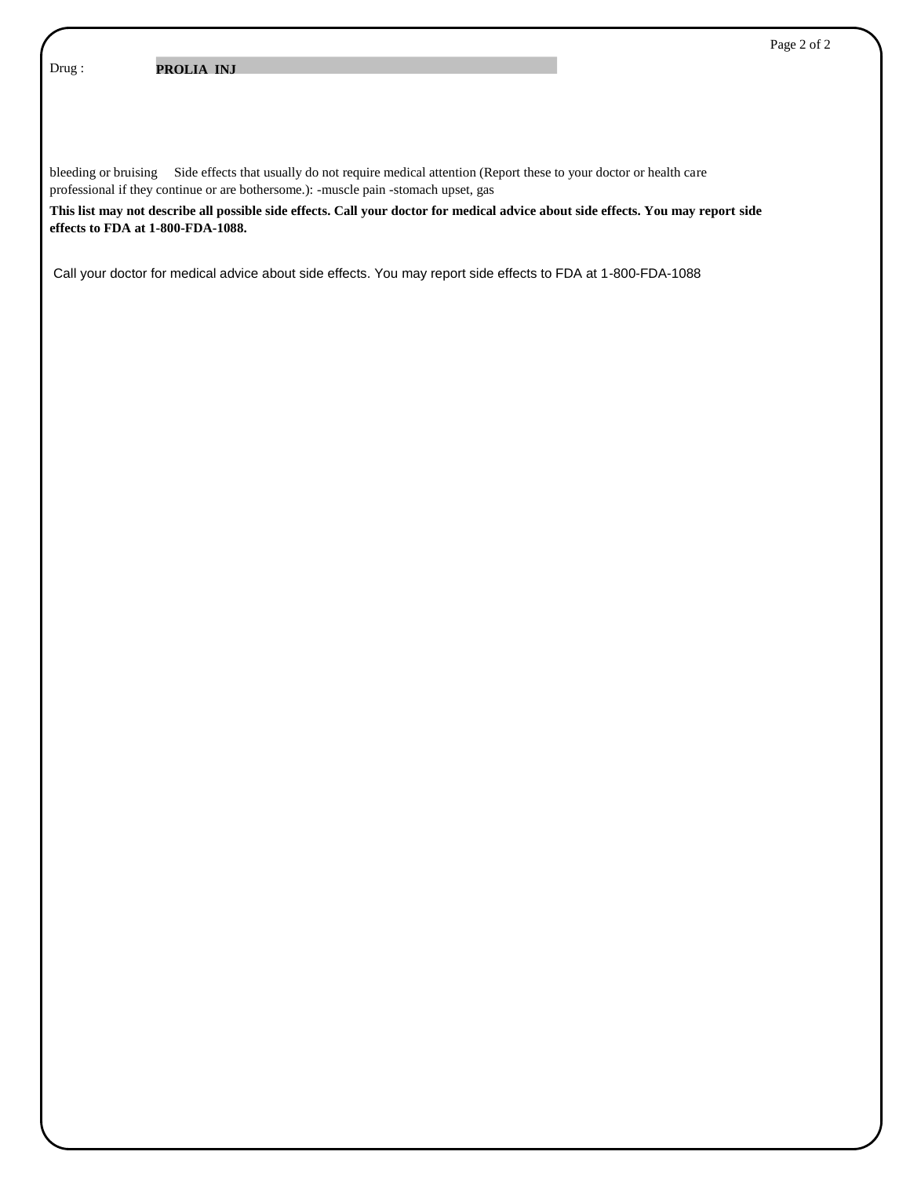Drug : **PROLIA INJ**

bleeding or bruising Side effects that usually do not require medical attention (Report these to your doctor or health care professional if they continue or are bothersome.): -muscle pain -stomach upset, gas

**This list may not describe all possible side effects. Call your doctor for medical advice about side effects. You may report side effects to FDA at 1-800-FDA-1088.**

Call your doctor for medical advice about side effects. You may report side effects to FDA at 1-800-FDA-1088